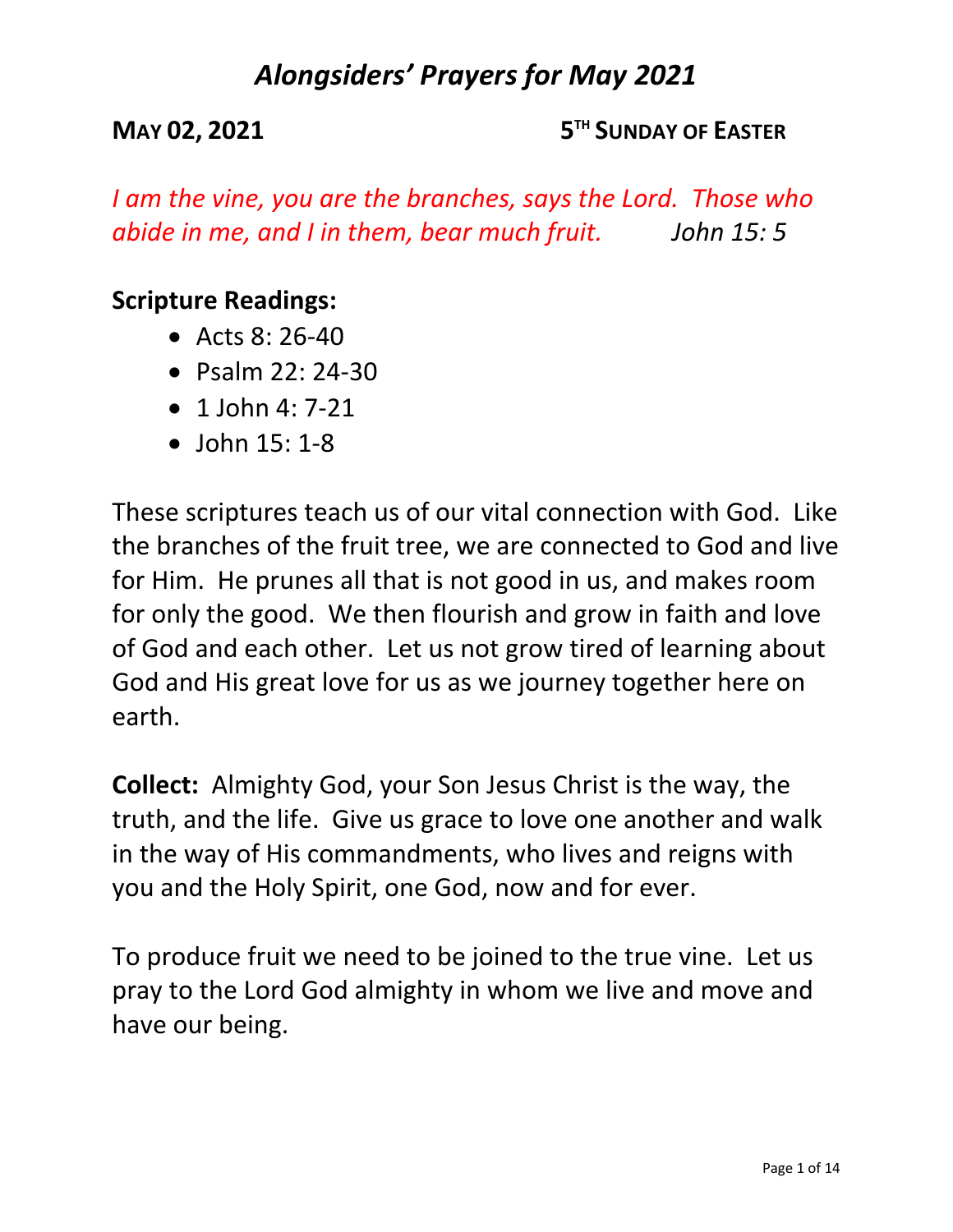# *Alongsiders' Prayers for May 2021*

**MAY 02, 2021** **5TH SUNDAY OF EASTER**

*I am the vine, you are the branches, says the Lord. Those who abide in me, and I in them, bear much fruit. John 15: 5*

**Scripture Readings:**

- Acts 8: 26-40
- Psalm 22: 24-30
- 1 John 4: 7-21
- John 15: 1-8

These scriptures teach us of our vital connection with God. Like the branches of the fruit tree, we are connected to God and live for Him. He prunes all that is not good in us, and makes room for only the good. We then flourish and grow in faith and love of God and each other. Let us not grow tired of learning about God and His great love for us as we journey together here on earth.

**Collect:** Almighty God, your Son Jesus Christ is the way, the truth, and the life. Give us grace to love one another and walk in the way of His commandments, who lives and reigns with you and the Holy Spirit, one God, now and for ever.

To produce fruit we need to be joined to the true vine. Let us pray to the Lord God almighty in whom we live and move and have our being.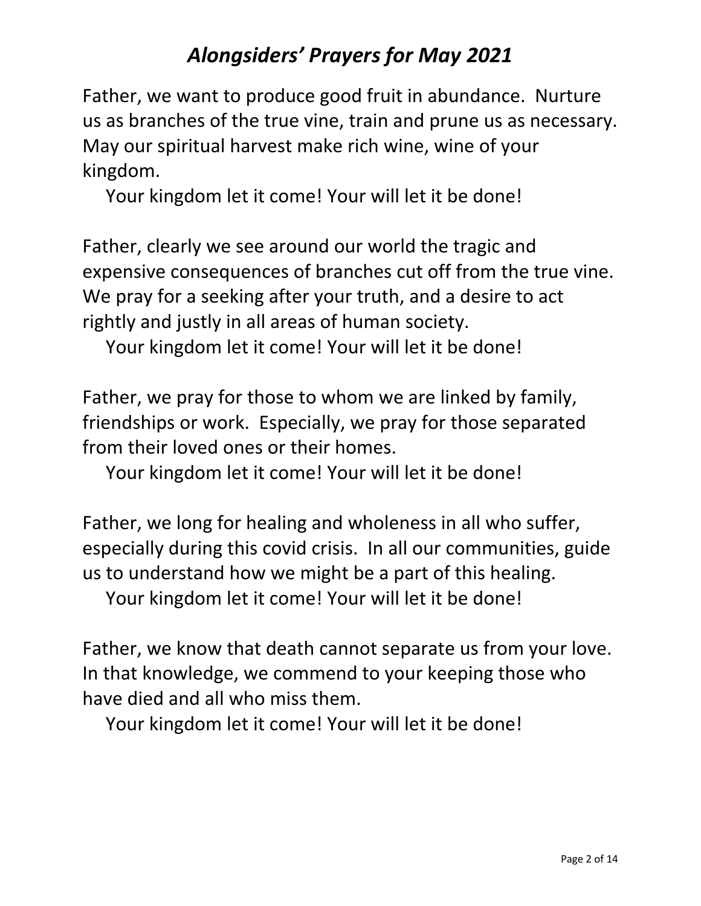# *Alongsiders' Prayers for May 2021*

Father, we want to produce good fruit in abundance. Nurture us as branches of the true vine, train and prune us as necessary. May our spiritual harvest make rich wine, wine of your kingdom.

Your kingdom let it come! Your will let it be done!

Father, clearly we see around our world the tragic and expensive consequences of branches cut off from the true vine. We pray for a seeking after your truth, and a desire to act rightly and justly in all areas of human society.

Your kingdom let it come! Your will let it be done!

Father, we pray for those to whom we are linked by family, friendships or work. Especially, we pray for those separated from their loved ones or their homes.

Your kingdom let it come! Your will let it be done!

Father, we long for healing and wholeness in all who suffer, especially during this covid crisis. In all our communities, guide us to understand how we might be a part of this healing.

Your kingdom let it come! Your will let it be done!

Father, we know that death cannot separate us from your love. In that knowledge, we commend to your keeping those who have died and all who miss them.

Your kingdom let it come! Your will let it be done!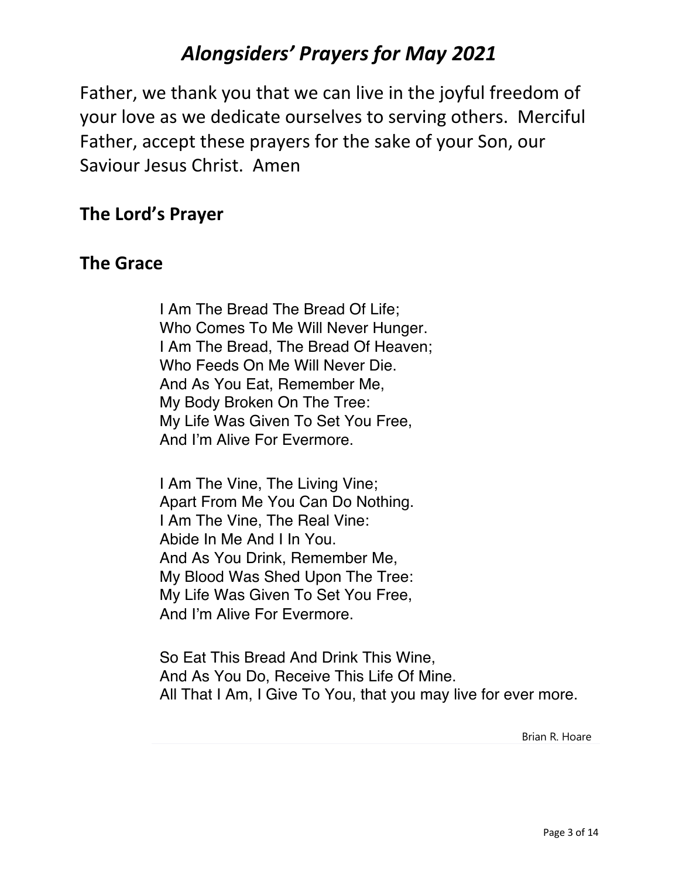# *Alongsiders' Prayers for May 2021*

Father, we thank you that we can live in the joyful freedom of your love as we dedicate ourselves to serving others. Merciful Father, accept these prayers for the sake of your Son, our Saviour Jesus Christ. Amen

## The Lord's Prayer

## The Grace

I Am The Bread The Bread Of Life;
Who Comes To Me Will Never Hunger.
I Am The Bread, The Bread Of Heaven;
Who Feeds On Me Will Never Die.
And As You Eat, Remember Me,
My Body Broken On The Tree:
My Life Was Given To Set You Free,
And I'm Alive For Evermore.

I Am The Vine, The Living Vine;
Apart From Me You Can Do Nothing.
I Am The Vine, The Real Vine:
Abide In Me And I In You.
And As You Drink, Remember Me,
My Blood Was Shed Upon The Tree:
My Life Was Given To Set You Free,
And I'm Alive For Evermore.

So Eat This Bread And Drink This Wine,
And As You Do, Receive This Life Of Mine.
All That I Am, I Give To You, that you may live for ever more.

Brian R. Hoare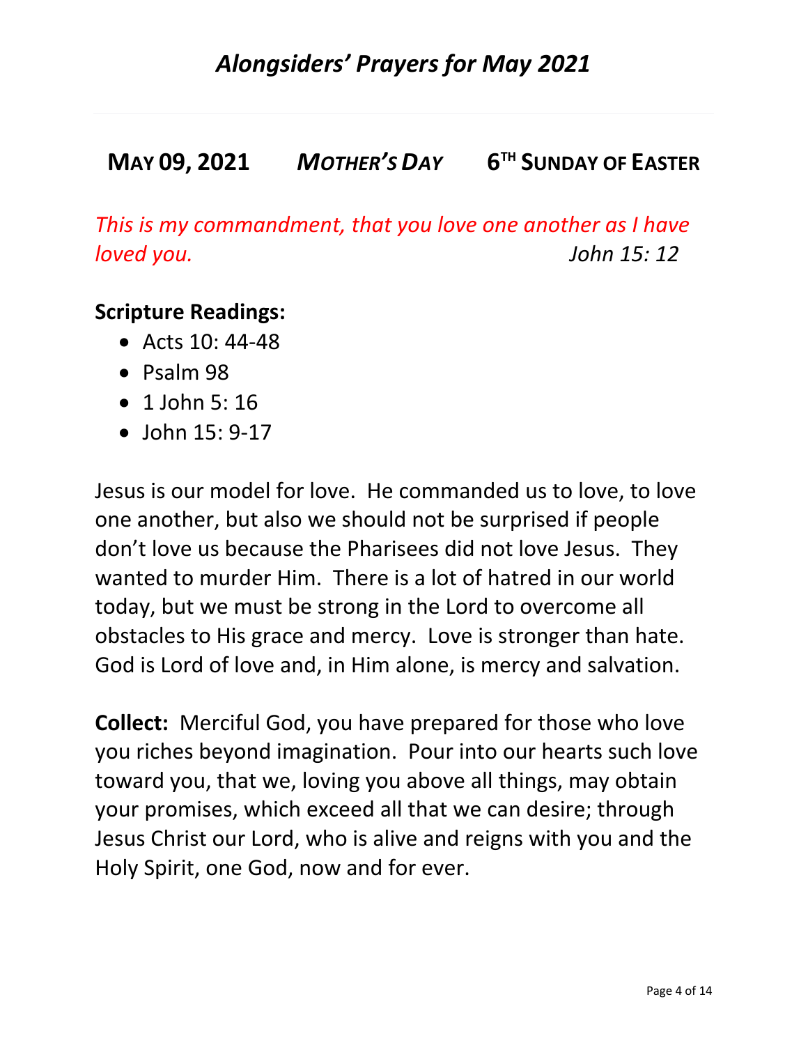# *Alongsiders' Prayers for May 2021*

## MAY 09, 2021 *MOTHER'S DAY* 6TH SUNDAY OF EASTER

*This is my commandment, that you love one another as I have loved you.* *John 15: 12*

**Scripture Readings:**

- Acts 10: 44-48
- Psalm 98
- 1 John 5: 16
- John 15: 9-17

Jesus is our model for love. He commanded us to love, to love one another, but also we should not be surprised if people don't love us because the Pharisees did not love Jesus. They wanted to murder Him. There is a lot of hatred in our world today, but we must be strong in the Lord to overcome all obstacles to His grace and mercy. Love is stronger than hate. God is Lord of love and, in Him alone, is mercy and salvation.

**Collect:** Merciful God, you have prepared for those who love you riches beyond imagination. Pour into our hearts such love toward you, that we, loving you above all things, may obtain your promises, which exceed all that we can desire; through Jesus Christ our Lord, who is alive and reigns with you and the Holy Spirit, one God, now and for ever.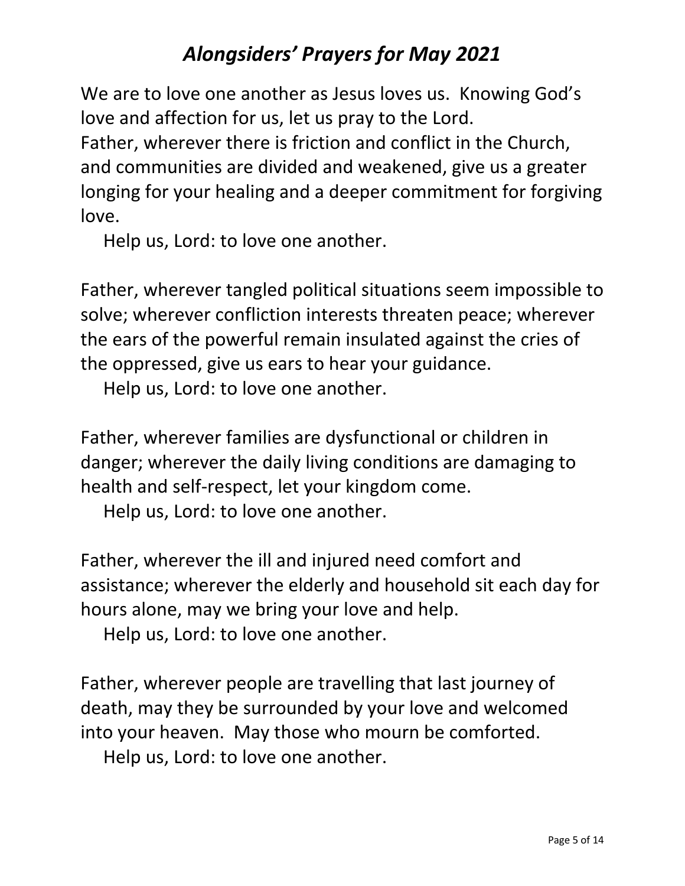# *Alongsiders' Prayers for May 2021*

We are to love one another as Jesus loves us. Knowing God's love and affection for us, let us pray to the Lord.
Father, wherever there is friction and conflict in the Church, and communities are divided and weakened, give us a greater longing for your healing and a deeper commitment for forgiving love.

Help us, Lord: to love one another.

Father, wherever tangled political situations seem impossible to solve; wherever confliction interests threaten peace; wherever the ears of the powerful remain insulated against the cries of the oppressed, give us ears to hear your guidance.

Help us, Lord: to love one another.

Father, wherever families are dysfunctional or children in danger; wherever the daily living conditions are damaging to health and self-respect, let your kingdom come.

Help us, Lord: to love one another.

Father, wherever the ill and injured need comfort and assistance; wherever the elderly and household sit each day for hours alone, may we bring your love and help.

Help us, Lord: to love one another.

Father, wherever people are travelling that last journey of death, may they be surrounded by your love and welcomed into your heaven. May those who mourn be comforted.

Help us, Lord: to love one another.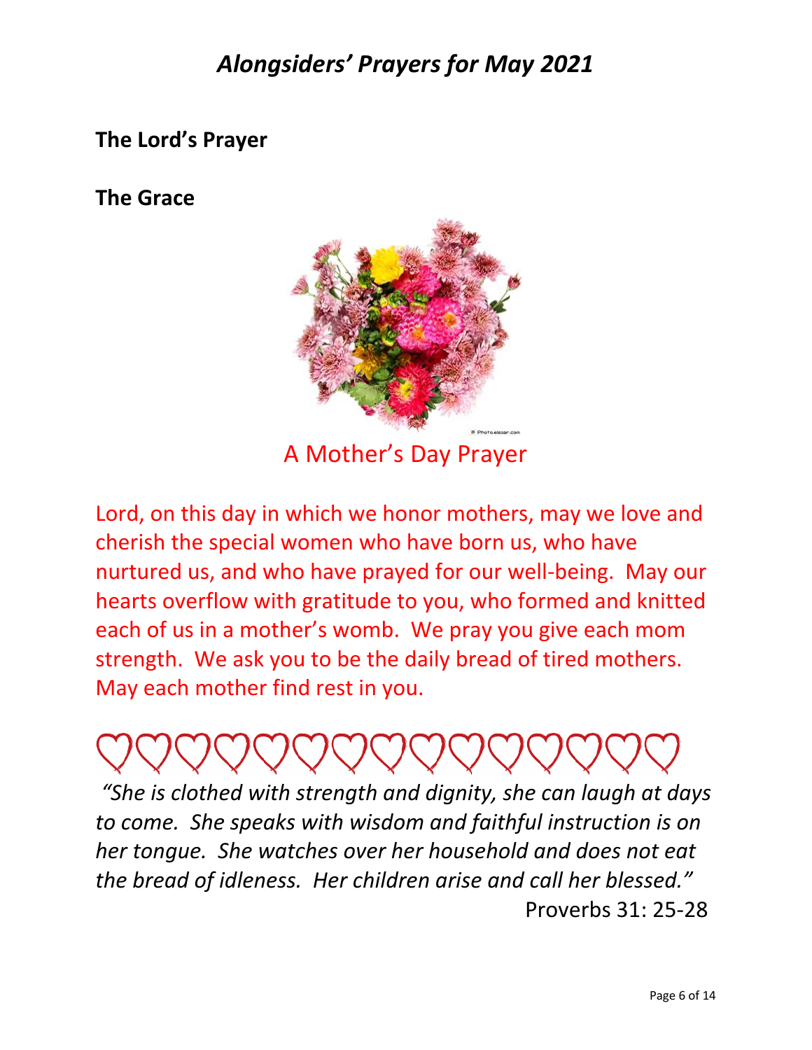# *Alongsiders' Prayers for May 2021*

**The Lord's Prayer**

**The Grace**

A Mother's Day Prayer

Lord, on this day in which we honor mothers, may we love and cherish the special women who have born us, who have nurtured us, and who have prayed for our well-being. May our hearts overflow with gratitude to you, who formed and knitted each of us in a mother's womb. We pray you give each mom strength. We ask you to be the daily bread of tired mothers. May each mother find rest in you.

*"She is clothed with strength and dignity, she can laugh at days to come. She speaks with wisdom and faithful instruction is on her tongue. She watches over her household and does not eat the bread of idleness. Her children arise and call her blessed."*

Proverbs 31: 25-28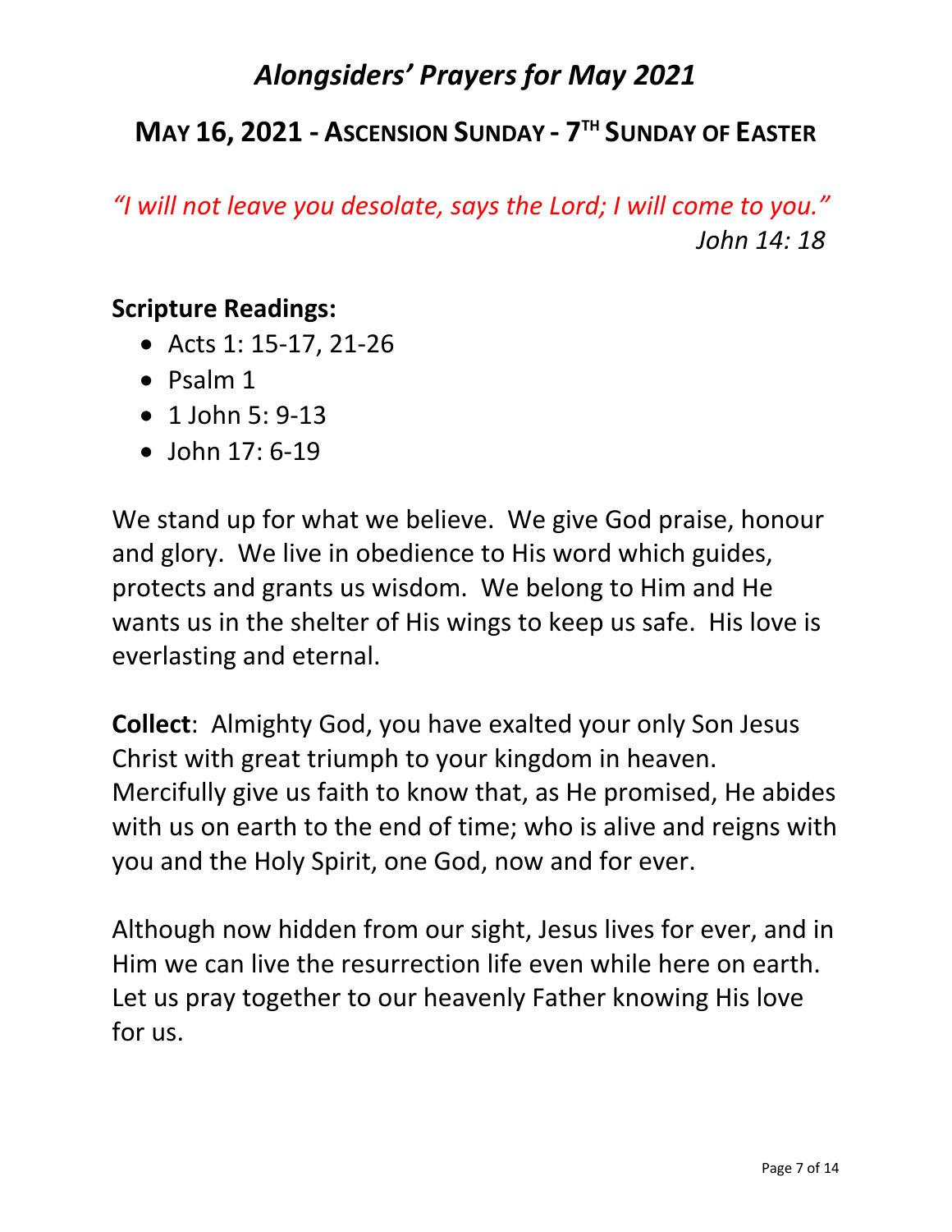# *Alongsiders' Prayers for May 2021*

## MAY 16, 2021 - ASCENSION SUNDAY - 7TH SUNDAY OF EASTER

*"I will not leave you desolate, says the Lord; I will come to you."*
*John 14: 18*

**Scripture Readings:**

- Acts 1: 15-17, 21-26
- Psalm 1
- 1 John 5: 9-13
- John 17: 6-19

We stand up for what we believe. We give God praise, honour and glory. We live in obedience to His word which guides, protects and grants us wisdom. We belong to Him and He wants us in the shelter of His wings to keep us safe. His love is everlasting and eternal.

**Collect**: Almighty God, you have exalted your only Son Jesus Christ with great triumph to your kingdom in heaven. Mercifully give us faith to know that, as He promised, He abides with us on earth to the end of time; who is alive and reigns with you and the Holy Spirit, one God, now and for ever.

Although now hidden from our sight, Jesus lives for ever, and in Him we can live the resurrection life even while here on earth. Let us pray together to our heavenly Father knowing His love for us.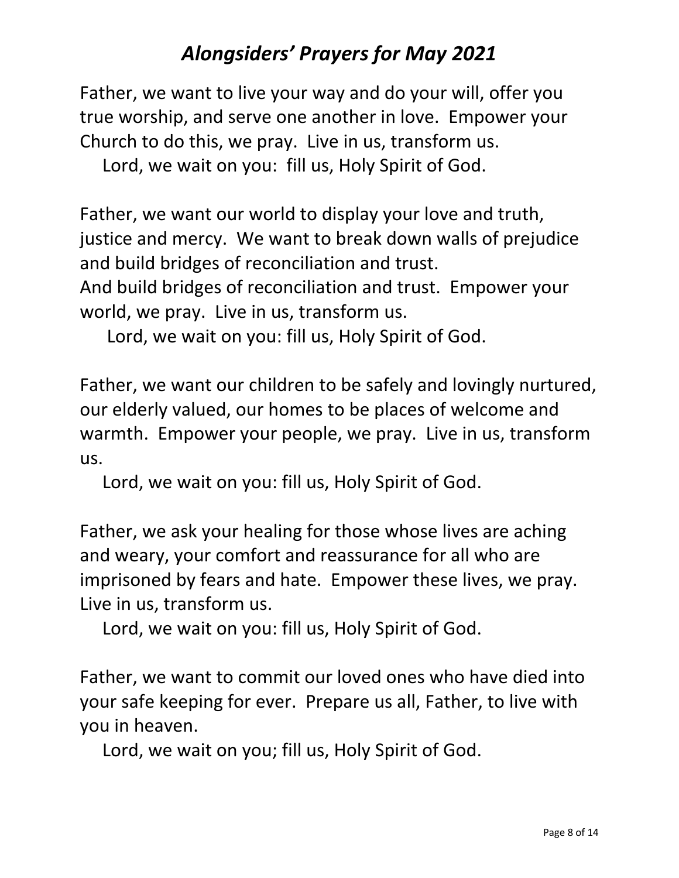# *Alongsiders' Prayers for May 2021*

Father, we want to live your way and do your will, offer you true worship, and serve one another in love. Empower your Church to do this, we pray. Live in us, transform us.

Lord, we wait on you: fill us, Holy Spirit of God.

Father, we want our world to display your love and truth, justice and mercy. We want to break down walls of prejudice and build bridges of reconciliation and trust.
And build bridges of reconciliation and trust. Empower your world, we pray. Live in us, transform us.

Lord, we wait on you: fill us, Holy Spirit of God.

Father, we want our children to be safely and lovingly nurtured, our elderly valued, our homes to be places of welcome and warmth. Empower your people, we pray. Live in us, transform us.

Lord, we wait on you: fill us, Holy Spirit of God.

Father, we ask your healing for those whose lives are aching and weary, your comfort and reassurance for all who are imprisoned by fears and hate. Empower these lives, we pray. Live in us, transform us.

Lord, we wait on you: fill us, Holy Spirit of God.

Father, we want to commit our loved ones who have died into your safe keeping for ever. Prepare us all, Father, to live with you in heaven.

Lord, we wait on you; fill us, Holy Spirit of God.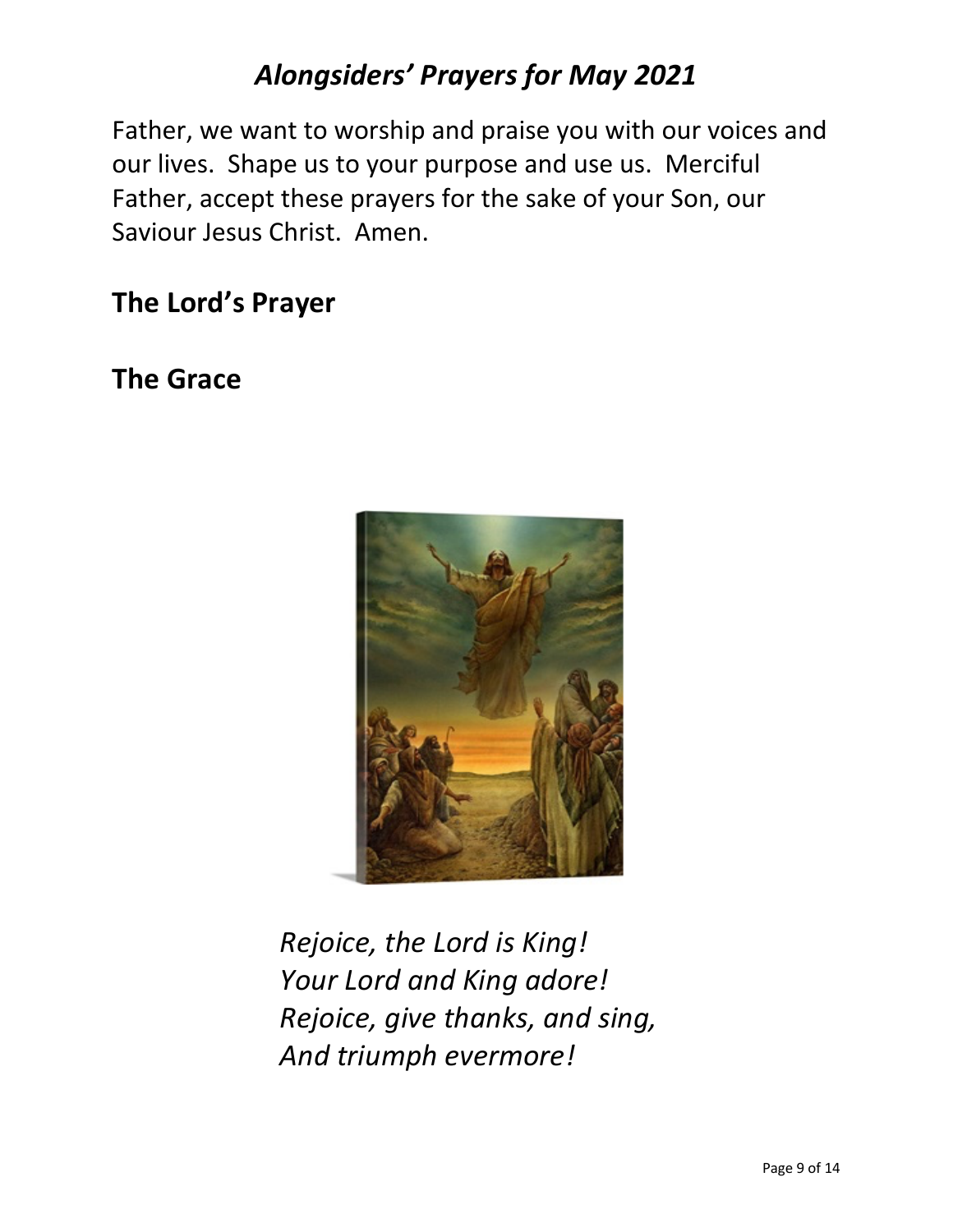# *Alongsiders' Prayers for May 2021*

Father, we want to worship and praise you with our voices and our lives. Shape us to your purpose and use us. Merciful Father, accept these prayers for the sake of your Son, our Saviour Jesus Christ. Amen.

## The Lord's Prayer

## The Grace

*Rejoice, the Lord is King!*
*Your Lord and King adore!*
*Rejoice, give thanks, and sing,*
*And triumph evermore!*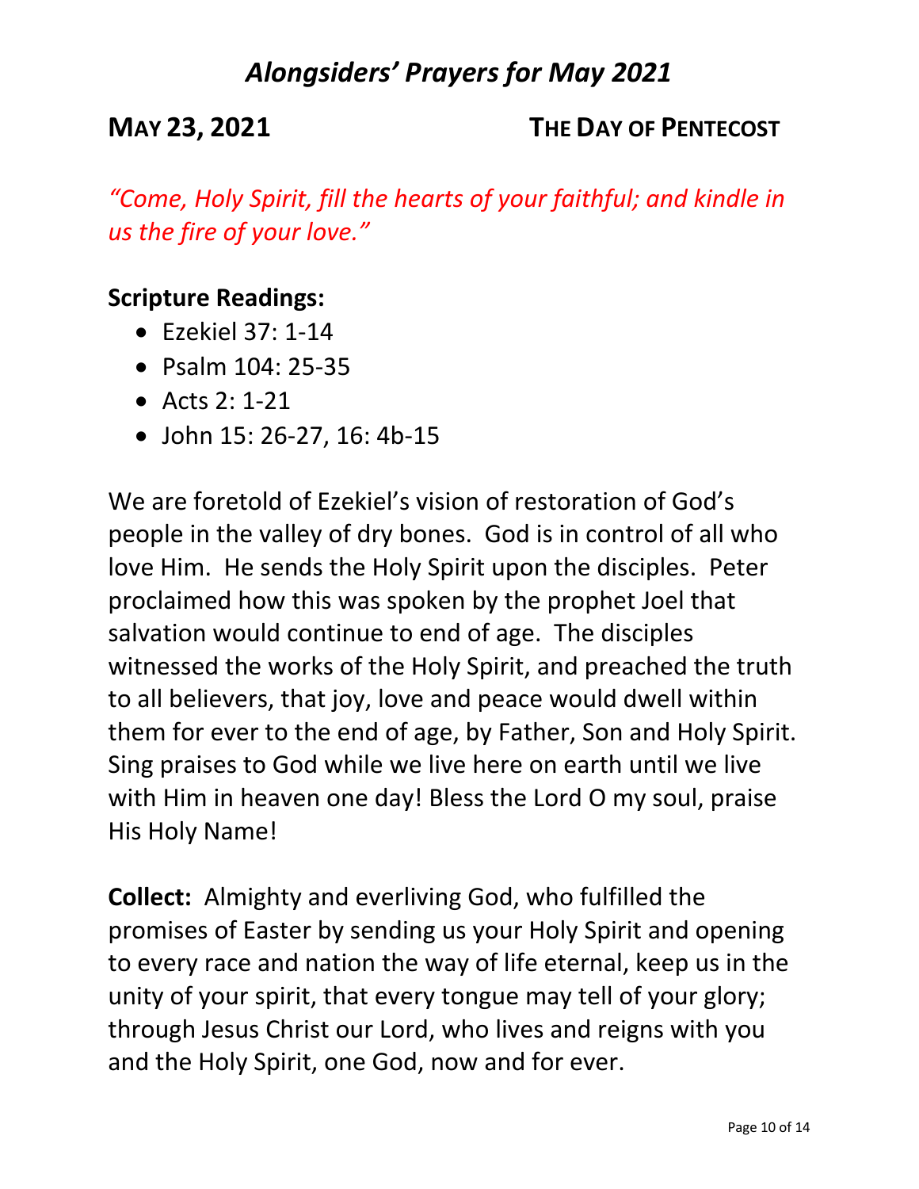# *Alongsiders' Prayers for May 2021*

## MAY 23, 2021 THE DAY OF PENTECOST

*"Come, Holy Spirit, fill the hearts of your faithful; and kindle in us the fire of your love."*

**Scripture Readings:**

- Ezekiel 37: 1-14
- Psalm 104: 25-35
- Acts 2: 1-21
- John 15: 26-27, 16: 4b-15

We are foretold of Ezekiel's vision of restoration of God's people in the valley of dry bones. God is in control of all who love Him. He sends the Holy Spirit upon the disciples. Peter proclaimed how this was spoken by the prophet Joel that salvation would continue to end of age. The disciples witnessed the works of the Holy Spirit, and preached the truth to all believers, that joy, love and peace would dwell within them for ever to the end of age, by Father, Son and Holy Spirit. Sing praises to God while we live here on earth until we live with Him in heaven one day! Bless the Lord O my soul, praise His Holy Name!

**Collect:** Almighty and everliving God, who fulfilled the promises of Easter by sending us your Holy Spirit and opening to every race and nation the way of life eternal, keep us in the unity of your spirit, that every tongue may tell of your glory; through Jesus Christ our Lord, who lives and reigns with you and the Holy Spirit, one God, now and for ever.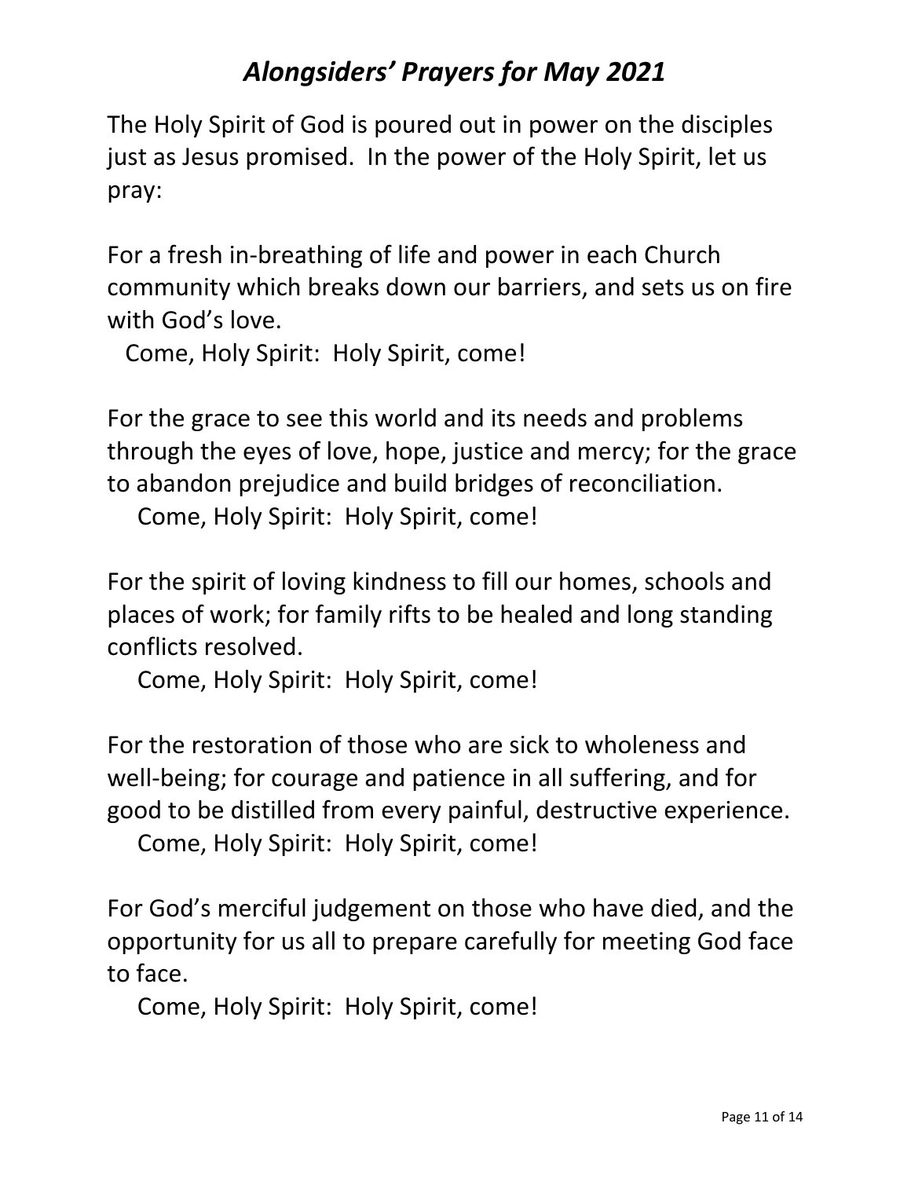# *Alongsiders' Prayers for May 2021*

The Holy Spirit of God is poured out in power on the disciples just as Jesus promised. In the power of the Holy Spirit, let us pray:

For a fresh in-breathing of life and power in each Church community which breaks down our barriers, and sets us on fire with God's love.

Come, Holy Spirit: Holy Spirit, come!

For the grace to see this world and its needs and problems through the eyes of love, hope, justice and mercy; for the grace to abandon prejudice and build bridges of reconciliation.

Come, Holy Spirit: Holy Spirit, come!

For the spirit of loving kindness to fill our homes, schools and places of work; for family rifts to be healed and long standing conflicts resolved.

Come, Holy Spirit: Holy Spirit, come!

For the restoration of those who are sick to wholeness and well-being; for courage and patience in all suffering, and for good to be distilled from every painful, destructive experience.

Come, Holy Spirit: Holy Spirit, come!

For God's merciful judgement on those who have died, and the opportunity for us all to prepare carefully for meeting God face to face.

Come, Holy Spirit: Holy Spirit, come!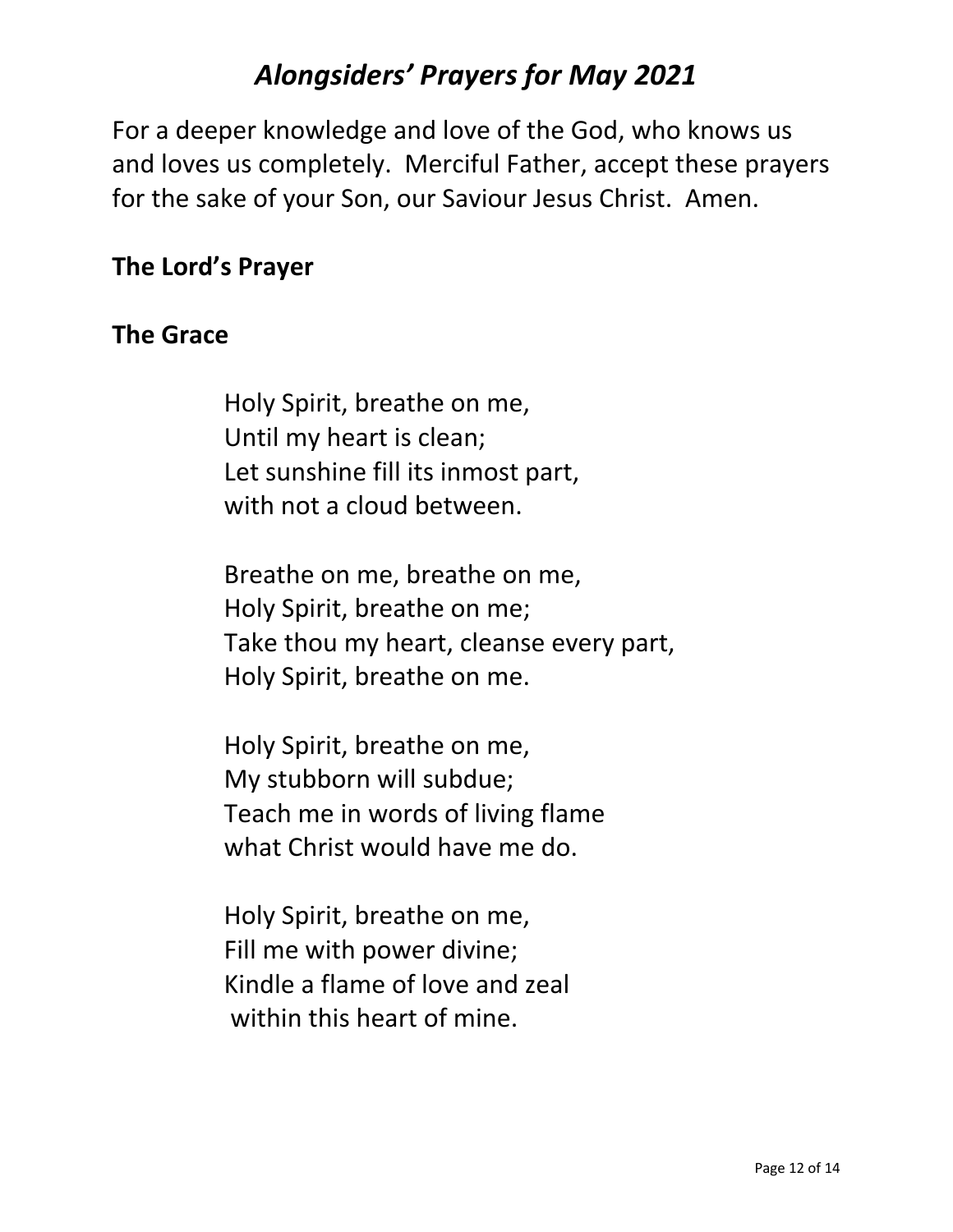# *Alongsiders' Prayers for May 2021*

For a deeper knowledge and love of the God, who knows us and loves us completely. Merciful Father, accept these prayers for the sake of your Son, our Saviour Jesus Christ. Amen.

**The Lord's Prayer**

**The Grace**

Holy Spirit, breathe on me,  
Until my heart is clean;  
Let sunshine fill its inmost part,  
with not a cloud between.

Breathe on me, breathe on me,  
Holy Spirit, breathe on me;  
Take thou my heart, cleanse every part,  
Holy Spirit, breathe on me.

Holy Spirit, breathe on me,  
My stubborn will subdue;  
Teach me in words of living flame  
what Christ would have me do.

Holy Spirit, breathe on me,  
Fill me with power divine;  
Kindle a flame of love and zeal  
within this heart of mine.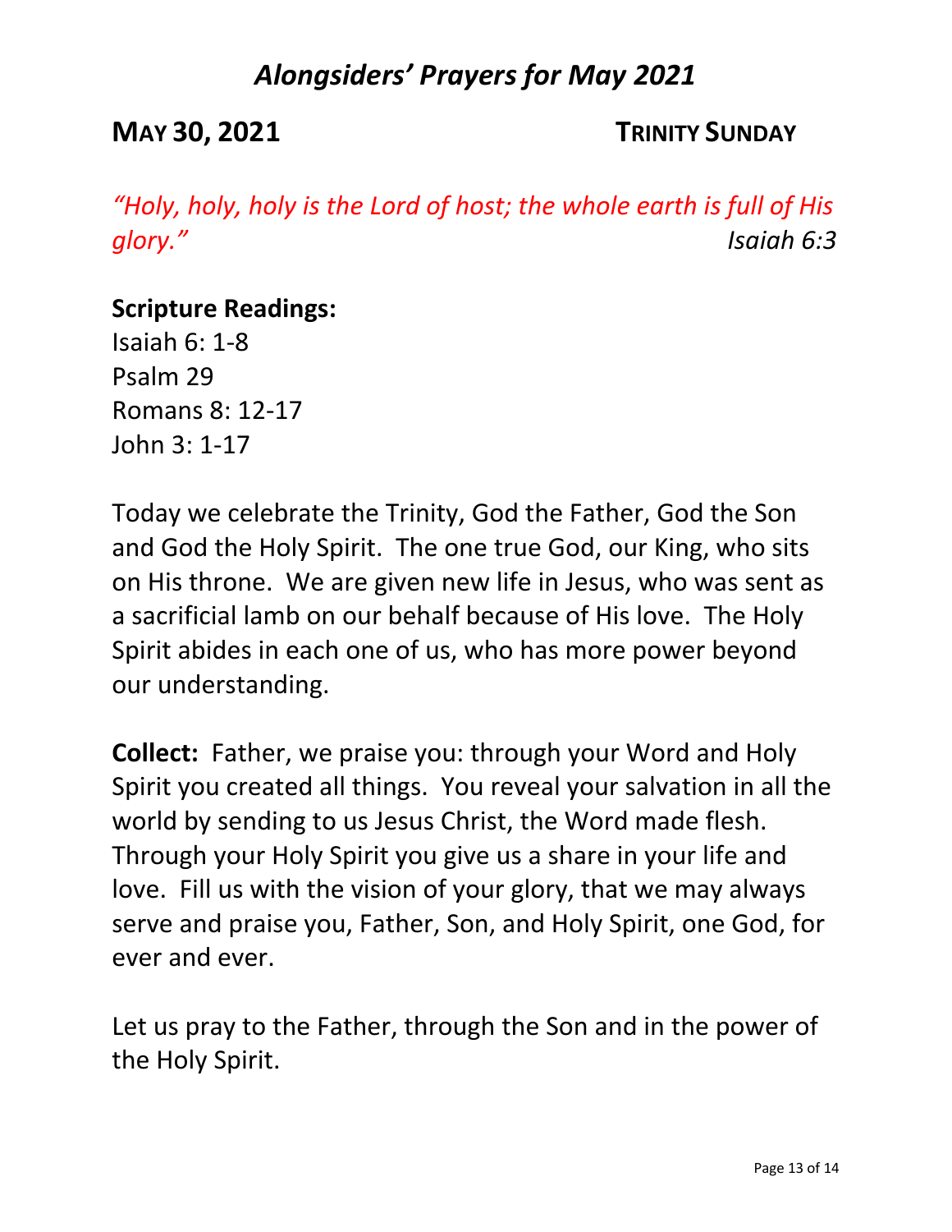## *Alongsiders' Prayers for May 2021*

**MAY 30, 2021** **TRINITY SUNDAY**

*"Holy, holy, holy is the Lord of host; the whole earth is full of His glory."* *Isaiah 6:3*

**Scripture Readings:**
Isaiah 6: 1-8
Psalm 29
Romans 8: 12-17
John 3: 1-17

Today we celebrate the Trinity, God the Father, God the Son and God the Holy Spirit. The one true God, our King, who sits on His throne. We are given new life in Jesus, who was sent as a sacrificial lamb on our behalf because of His love. The Holy Spirit abides in each one of us, who has more power beyond our understanding.

**Collect:** Father, we praise you: through your Word and Holy Spirit you created all things. You reveal your salvation in all the world by sending to us Jesus Christ, the Word made flesh. Through your Holy Spirit you give us a share in your life and love. Fill us with the vision of your glory, that we may always serve and praise you, Father, Son, and Holy Spirit, one God, for ever and ever.

Let us pray to the Father, through the Son and in the power of the Holy Spirit.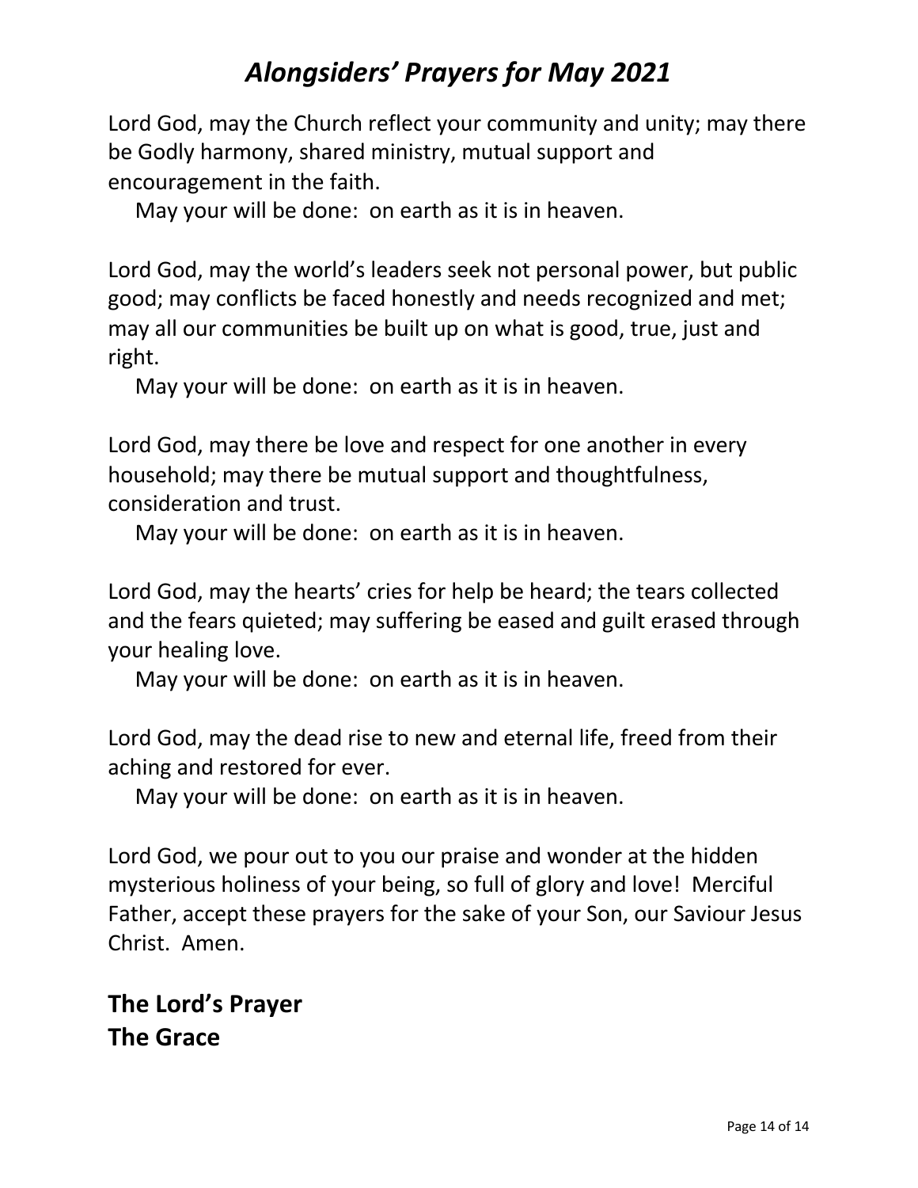# *Alongsiders' Prayers for May 2021*

Lord God, may the Church reflect your community and unity; may there be Godly harmony, shared ministry, mutual support and encouragement in the faith.

May your will be done: on earth as it is in heaven.

Lord God, may the world's leaders seek not personal power, but public good; may conflicts be faced honestly and needs recognized and met; may all our communities be built up on what is good, true, just and right.

May your will be done: on earth as it is in heaven.

Lord God, may there be love and respect for one another in every household; may there be mutual support and thoughtfulness, consideration and trust.

May your will be done: on earth as it is in heaven.

Lord God, may the hearts' cries for help be heard; the tears collected and the fears quieted; may suffering be eased and guilt erased through your healing love.

May your will be done: on earth as it is in heaven.

Lord God, may the dead rise to new and eternal life, freed from their aching and restored for ever.

May your will be done: on earth as it is in heaven.

Lord God, we pour out to you our praise and wonder at the hidden mysterious holiness of your being, so full of glory and love! Merciful Father, accept these prayers for the sake of your Son, our Saviour Jesus Christ. Amen.

**The Lord's Prayer**
**The Grace**